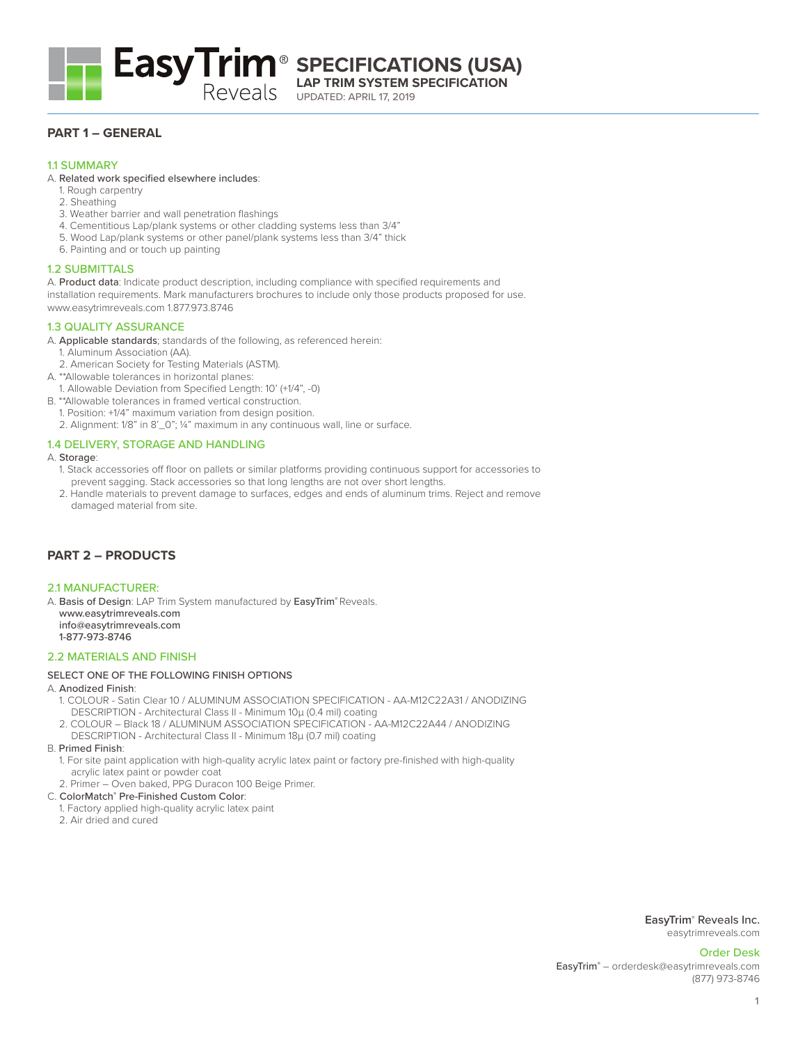# EasyTrim® Reveals SPECIFICATIONS (USA)

**LAP TRIM SYSTEM SPECIFICATION**

UPDATED: APRIL 17, 2019

## PART 1 – GENERAL

### 1.1 SUMMARY

A. Related work specified elsewhere includes:

1. Rough carpentry
2. Sheathing
3. Weather barrier and wall penetration flashings
4. Cementitious Lap/plank systems or other cladding systems less than 3/4"
5. Wood Lap/plank systems or other panel/plank systems less than 3/4" thick
6. Painting and or touch up painting

### 1.2 SUBMITTALS

A. Product data: Indicate product description, including compliance with specified requirements and installation requirements. Mark manufacturers brochures to include only those products proposed for use. www.easytrimreveals.com 1.877.973.8746

### 1.3 QUALITY ASSURANCE

A. Applicable standards; standards of the following, as referenced herein:

1. Aluminum Association (AA).
2. American Society for Testing Materials (ASTM).

A. **Allowable tolerances in horizontal planes:

1. Allowable Deviation from Specified Length: 10' (+1/4", -0)

B. **Allowable tolerances in framed vertical construction.

1. Position: +1/4" maximum variation from design position.
2. Alignment: 1/8" in 8'_0"; ¼" maximum in any continuous wall, line or surface.

### 1.4 DELIVERY, STORAGE AND HANDLING

A. Storage:

1. Stack accessories off floor on pallets or similar platforms providing continuous support for accessories to prevent sagging. Stack accessories so that long lengths are not over short lengths.
2. Handle materials to prevent damage to surfaces, edges and ends of aluminum trims. Reject and remove damaged material from site.

## PART 2 – PRODUCTS

### 2.1 MANUFACTURER:

A. Basis of Design: LAP Trim System manufactured by EasyTrim® Reveals.
www.easytrimreveals.com
info@easytrimreveals.com
1-877-973-8746

### 2.2 MATERIALS AND FINISH

SELECT ONE OF THE FOLLOWING FINISH OPTIONS

A. Anodized Finish:

1. COLOUR - Satin Clear 10 / ALUMINUM ASSOCIATION SPECIFICATION - AA-M12C22A31 / ANODIZING DESCRIPTION - Architectural Class II - Minimum 10µ (0.4 mil) coating
2. COLOUR – Black 18 / ALUMINUM ASSOCIATION SPECIFICATION - AA-M12C22A44 / ANODIZING DESCRIPTION - Architectural Class II - Minimum 18µ (0.7 mil) coating

B. Primed Finish:

1. For site paint application with high-quality acrylic latex paint or factory pre-finished with high-quality acrylic latex paint or powder coat
2. Primer – Oven baked, PPG Duracon 100 Beige Primer.

C. ColorMatch® Pre-Finished Custom Color:

1. Factory applied high-quality acrylic latex paint
2. Air dried and cured

EasyTrim® Reveals Inc.
easytrimreveals.com

Order Desk
EasyTrim® – orderdesk@easytrimreveals.com
(877) 973-8746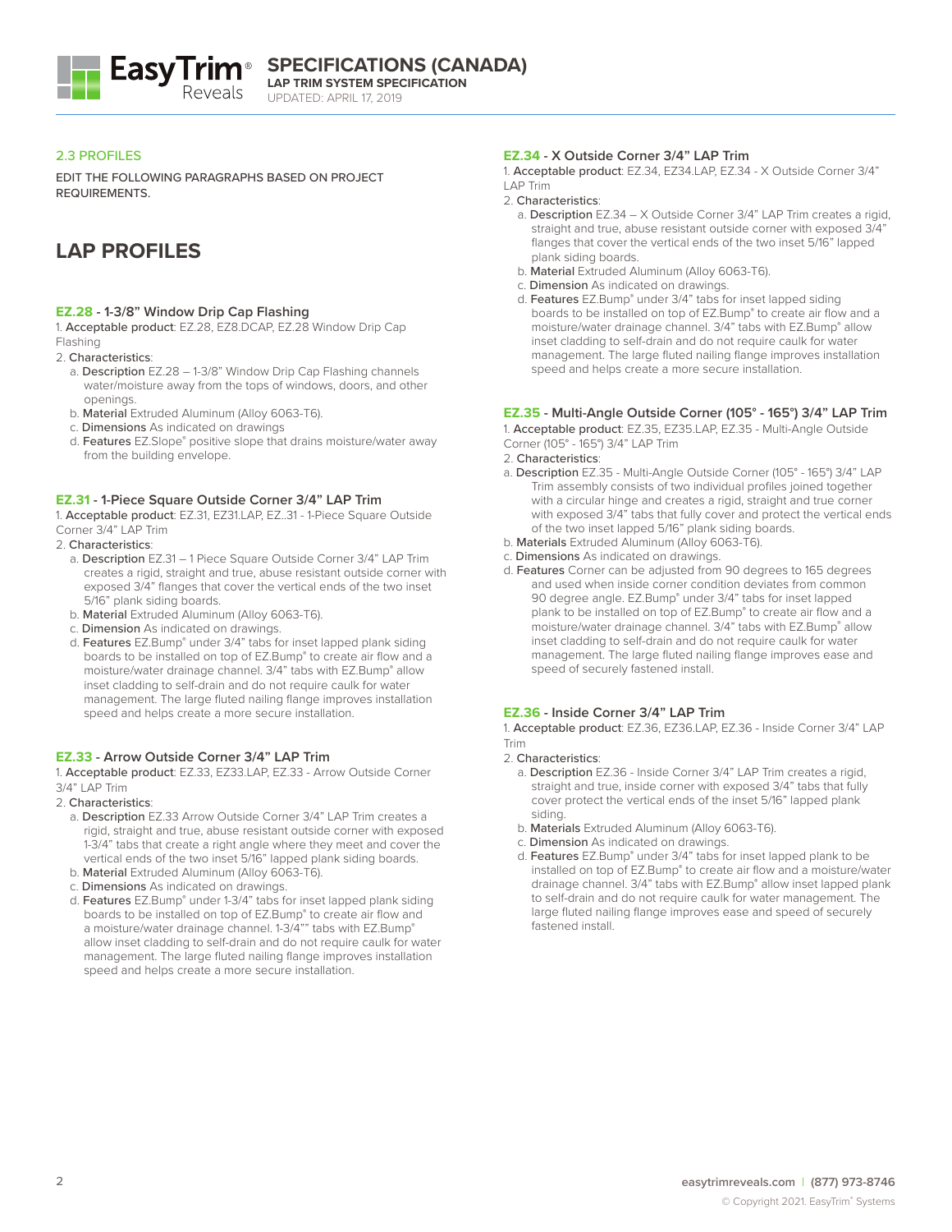## 2.3 PROFILES

EDIT THE FOLLOWING PARAGRAPHS BASED ON PROJECT REQUIREMENTS.

# LAP PROFILES

### EZ.28 - 1-3/8" Window Drip Cap Flashing

1. **Acceptable product**: EZ.28, EZ8.DCAP, EZ.28 Window Drip Cap Flashing
2. **Characteristics**:
   a. **Description** EZ.28 – 1-3/8" Window Drip Cap Flashing channels water/moisture away from the tops of windows, doors, and other openings.
   b. **Material** Extruded Aluminum (Alloy 6063-T6).
   c. **Dimensions** As indicated on drawings
   d. **Features** EZ.Slope® positive slope that drains moisture/water away from the building envelope.

### EZ.31 - 1-Piece Square Outside Corner 3/4" LAP Trim

1. **Acceptable product**: EZ.31, EZ31.LAP, EZ..31 - 1-Piece Square Outside Corner 3/4" LAP Trim
2. **Characteristics**:
   a. **Description** EZ.31 – 1 Piece Square Outside Corner 3/4" LAP Trim creates a rigid, straight and true, abuse resistant outside corner with exposed 3/4" flanges that cover the vertical ends of the two inset 5/16" plank siding boards.
   b. **Material** Extruded Aluminum (Alloy 6063-T6).
   c. **Dimension** As indicated on drawings.
   d. **Features** EZ.Bump® under 3/4" tabs for inset lapped plank siding boards to be installed on top of EZ.Bump® to create air flow and a moisture/water drainage channel. 3/4" tabs with EZ.Bump® allow inset cladding to self-drain and do not require caulk for water management. The large fluted nailing flange improves installation speed and helps create a more secure installation.

### EZ.33 - Arrow Outside Corner 3/4" LAP Trim

1. **Acceptable product**: EZ.33, EZ33.LAP, EZ.33 - Arrow Outside Corner 3/4" LAP Trim
2. **Characteristics**:
   a. **Description** EZ.33 Arrow Outside Corner 3/4" LAP Trim creates a rigid, straight and true, abuse resistant outside corner with exposed 1-3/4" tabs that create a right angle where they meet and cover the vertical ends of the two inset 5/16" lapped plank siding boards.
   b. **Material** Extruded Aluminum (Alloy 6063-T6).
   c. **Dimensions** As indicated on drawings.
   d. **Features** EZ.Bump® under 1-3/4" tabs for inset lapped plank siding boards to be installed on top of EZ.Bump® to create air flow and a moisture/water drainage channel. 1-3/4"" tabs with EZ.Bump® allow inset cladding to self-drain and do not require caulk for water management. The large fluted nailing flange improves installation speed and helps create a more secure installation.

### EZ.34 - X Outside Corner 3/4" LAP Trim

1. **Acceptable product**: EZ.34, EZ34.LAP, EZ.34 - X Outside Corner 3/4" LAP Trim
2. **Characteristics**:
   a. **Description** EZ.34 – X Outside Corner 3/4" LAP Trim creates a rigid, straight and true, abuse resistant outside corner with exposed 3/4" flanges that cover the vertical ends of the two inset 5/16" lapped plank siding boards.
   b. **Material** Extruded Aluminum (Alloy 6063-T6).
   c. **Dimension** As indicated on drawings.
   d. **Features** EZ.Bump® under 3/4" tabs for inset lapped siding boards to be installed on top of EZ.Bump® to create air flow and a moisture/water drainage channel. 3/4" tabs with EZ.Bump® allow inset cladding to self-drain and do not require caulk for water management. The large fluted nailing flange improves installation speed and helps create a more secure installation.

### EZ.35 - Multi-Angle Outside Corner (105° - 165°) 3/4" LAP Trim

1. **Acceptable product**: EZ.35, EZ35.LAP, EZ.35 - Multi-Angle Outside Corner (105° - 165°) 3/4" LAP Trim
2. **Characteristics**:

a. **Description** EZ.35 - Multi-Angle Outside Corner (105° - 165°) 3/4" LAP Trim assembly consists of two individual profiles joined together with a circular hinge and creates a rigid, straight and true corner with exposed 3/4" tabs that fully cover and protect the vertical ends of the two inset lapped 5/16" plank siding boards.
b. **Materials** Extruded Aluminum (Alloy 6063-T6).
c. **Dimensions** As indicated on drawings.
d. **Features** Corner can be adjusted from 90 degrees to 165 degrees and used when inside corner condition deviates from common 90 degree angle. EZ.Bump® under 3/4" tabs for inset lapped plank to be installed on top of EZ.Bump® to create air flow and a moisture/water drainage channel. 3/4" tabs with EZ.Bump® allow inset cladding to self-drain and do not require caulk for water management. The large fluted nailing flange improves ease and speed of securely fastened install.

### EZ.36 - Inside Corner 3/4" LAP Trim

1. **Acceptable product**: EZ.36, EZ36.LAP, EZ.36 - Inside Corner 3/4" LAP Trim
2. **Characteristics**:
   a. **Description** EZ.36 - Inside Corner 3/4" LAP Trim creates a rigid, straight and true, inside corner with exposed 3/4" tabs that fully cover protect the vertical ends of the inset 5/16" lapped plank siding.
   b. **Materials** Extruded Aluminum (Alloy 6063-T6).
   c. **Dimension** As indicated on drawings.
   d. **Features** EZ.Bump® under 3/4" tabs for inset lapped plank to be installed on top of EZ.Bump® to create air flow and a moisture/water drainage channel. 3/4" tabs with EZ.Bump® allow inset lapped plank to self-drain and do not require caulk for water management. The large fluted nailing flange improves ease and speed of securely fastened install.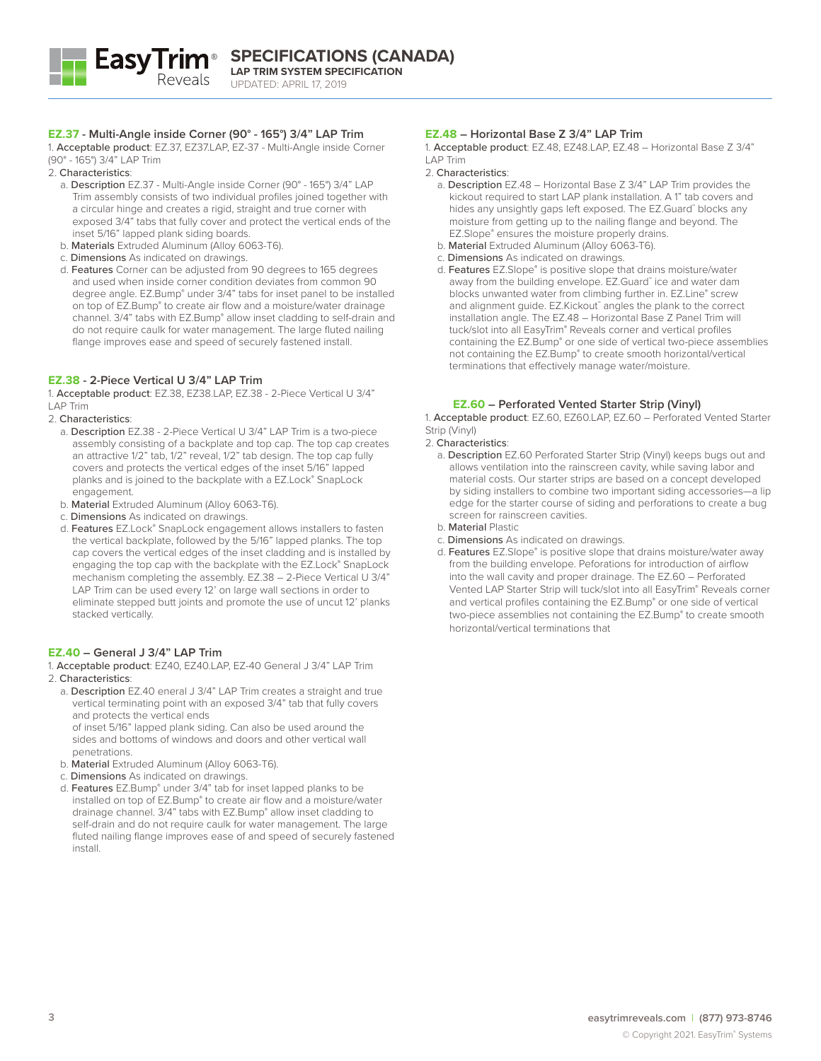## EZ.37 - Multi-Angle inside Corner (90° - 165°) 3/4" LAP Trim

1. **Acceptable product**: EZ.37, EZ37.LAP, EZ-37 - Multi-Angle inside Corner (90° - 165°) 3/4" LAP Trim
2. **Characteristics**:
   a. **Description** EZ.37 - Multi-Angle inside Corner (90° - 165°) 3/4" LAP Trim assembly consists of two individual profiles joined together with a circular hinge and creates a rigid, straight and true corner with exposed 3/4" tabs that fully cover and protect the vertical ends of the inset 5/16" lapped plank siding boards.
   b. **Materials** Extruded Aluminum (Alloy 6063-T6).
   c. **Dimensions** As indicated on drawings.
   d. **Features** Corner can be adjusted from 90 degrees to 165 degrees and used when inside corner condition deviates from common 90 degree angle. EZ.Bump® under 3/4" tabs for inset panel to be installed on top of EZ.Bump® to create air flow and a moisture/water drainage channel. 3/4" tabs with EZ.Bump® allow inset cladding to self-drain and do not require caulk for water management. The large fluted nailing flange improves ease and speed of securely fastened install.

## EZ.38 - 2-Piece Vertical U 3/4" LAP Trim

1. **Acceptable product**: EZ.38, EZ38.LAP, EZ.38 - 2-Piece Vertical U 3/4" LAP Trim
2. **Characteristics**:
   a. **Description** EZ.38 - 2-Piece Vertical U 3/4" LAP Trim is a two-piece assembly consisting of a backplate and top cap. The top cap creates an attractive 1/2" tab, 1/2" reveal, 1/2" tab design. The top cap fully covers and protects the vertical edges of the inset 5/16" lapped planks and is joined to the backplate with a EZ.Lock® SnapLock engagement.
   b. **Material** Extruded Aluminum (Alloy 6063-T6).
   c. **Dimensions** As indicated on drawings.
   d. **Features** EZ.Lock® SnapLock engagement allows installers to fasten the vertical backplate, followed by the 5/16" lapped planks. The top cap covers the vertical edges of the inset cladding and is installed by engaging the top cap with the backplate with the EZ.Lock® SnapLock mechanism completing the assembly. EZ.38 – 2-Piece Vertical U 3/4" LAP Trim can be used every 12' on large wall sections in order to eliminate stepped butt joints and promote the use of uncut 12' planks stacked vertically.

## EZ.40 – General J 3/4" LAP Trim

1. **Acceptable product**: EZ40, EZ40.LAP, EZ-40 General J 3/4" LAP Trim
2. **Characteristics**:
   a. **Description** EZ.40 eneral J 3/4" LAP Trim creates a straight and true vertical terminating point with an exposed 3/4" tab that fully covers and protects the vertical ends of inset 5/16" lapped plank siding. Can also be used around the sides and bottoms of windows and doors and other vertical wall penetrations.
   b. **Material** Extruded Aluminum (Alloy 6063-T6).
   c. **Dimensions** As indicated on drawings.
   d. **Features** EZ.Bump® under 3/4" tab for inset lapped planks to be installed on top of EZ.Bump® to create air flow and a moisture/water drainage channel. 3/4" tabs with EZ.Bump® allow inset cladding to self-drain and do not require caulk for water management. The large fluted nailing flange improves ease of and speed of securely fastened install.

## EZ.48 – Horizontal Base Z 3/4" LAP Trim

1. **Acceptable product**: EZ.48, EZ48.LAP, EZ.48 – Horizontal Base Z 3/4" LAP Trim
2. **Characteristics**:
   a. **Description** EZ.48 – Horizontal Base Z 3/4" LAP Trim provides the kickout required to start LAP plank installation. A 1" tab covers and hides any unsightly gaps left exposed. The EZ.Guard™ blocks any moisture from getting up to the nailing flange and beyond. The EZ.Slope® ensures the moisture properly drains.
   b. **Material** Extruded Aluminum (Alloy 6063-T6).
   c. **Dimensions** As indicated on drawings.
   d. **Features** EZ.Slope® is positive slope that drains moisture/water away from the building envelope. EZ.Guard™ ice and water dam blocks unwanted water from climbing further in. EZ.Line® screw and alignment guide. EZ.Kickout™ angles the plank to the correct installation angle. The EZ.48 – Horizontal Base Z Panel Trim will tuck/slot into all EasyTrim® Reveals corner and vertical profiles containing the EZ.Bump® or one side of vertical two-piece assemblies not containing the EZ.Bump® to create smooth horizontal/vertical terminations that effectively manage water/moisture.

## EZ.60 – Perforated Vented Starter Strip (Vinyl)

1. **Acceptable product**: EZ.60, EZ60.LAP, EZ.60 – Perforated Vented Starter Strip (Vinyl)
2. **Characteristics**:
   a. **Description** EZ.60 Perforated Starter Strip (Vinyl) keeps bugs out and allows ventilation into the rainscreen cavity, while saving labor and material costs. Our starter strips are based on a concept developed by siding installers to combine two important siding accessories—a lip edge for the starter course of siding and perforations to create a bug screen for rainscreen cavities.
   b. **Material** Plastic
   c. **Dimensions** As indicated on drawings.
   d. **Features** EZ.Slope® is positive slope that drains moisture/water away from the building envelope. Peforations for introduction of airflow into the wall cavity and proper drainage. The EZ.60 – Perforated Vented LAP Starter Strip will tuck/slot into all EasyTrim® Reveals corner and vertical profiles containing the EZ.Bump® or one side of vertical two-piece assemblies not containing the EZ.Bump® to create smooth horizontal/vertical terminations that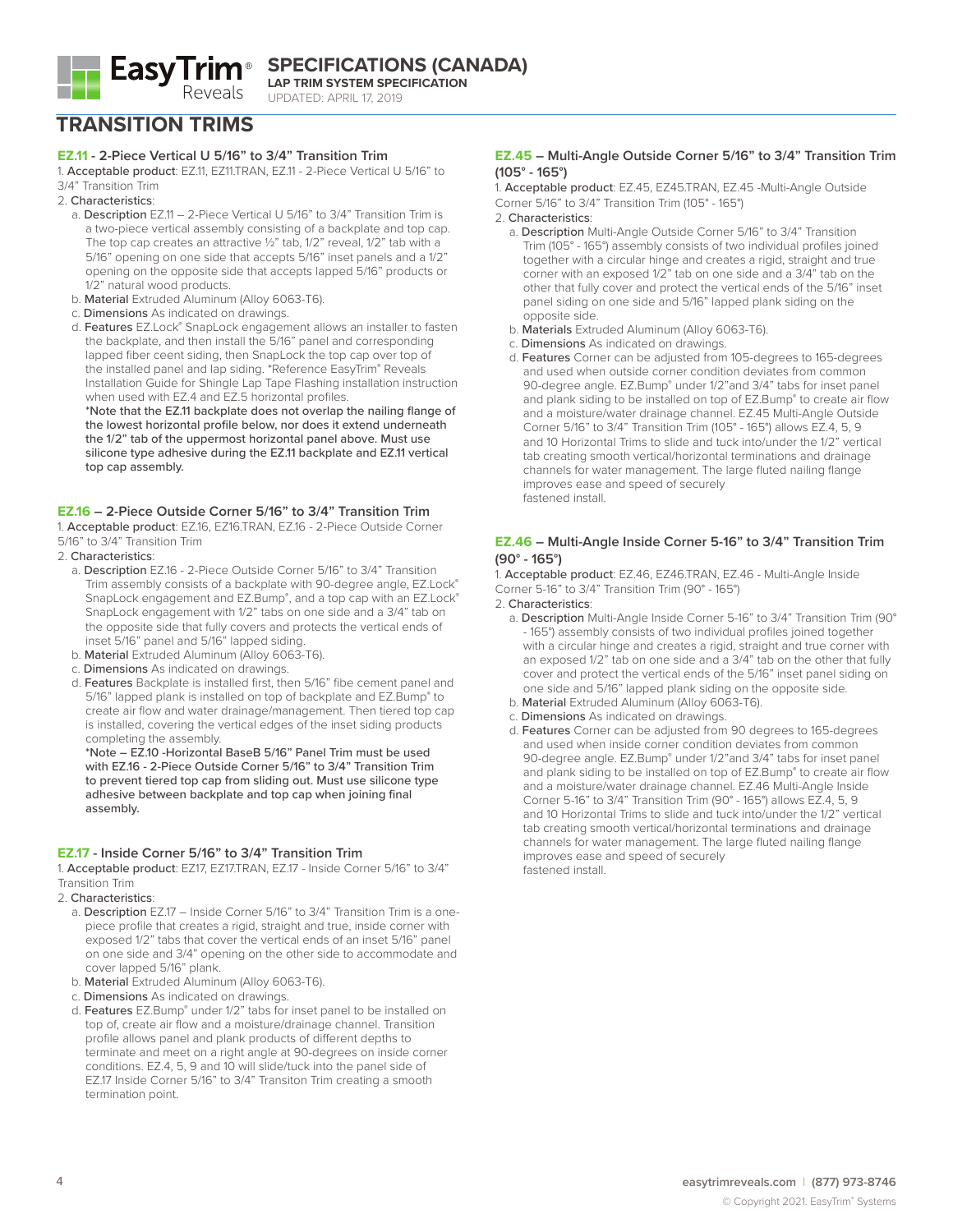# TRANSITION TRIMS

### EZ.11 - 2-Piece Vertical U 5/16" to 3/4" Transition Trim

1. **Acceptable product**: EZ.11, EZ11.TRAN, EZ.11 - 2-Piece Vertical U 5/16" to 3/4" Transition Trim
2. **Characteristics**:
   a. **Description** EZ.11 – 2-Piece Vertical U 5/16" to 3/4" Transition Trim is a two-piece vertical assembly consisting of a backplate and top cap. The top cap creates an attractive ½" tab, 1/2" reveal, 1/2" tab with a 5/16" opening on one side that accepts 5/16" inset panels and a 1/2" opening on the opposite side that accepts lapped 5/16" products or 1/2" natural wood products.
   b. **Material** Extruded Aluminum (Alloy 6063-T6).
   c. **Dimensions** As indicated on drawings.
   d. **Features** EZ.Lock® SnapLock engagement allows an installer to fasten the backplate, and then install the 5/16" panel and corresponding lapped fiber ceent siding, then SnapLock the top cap over top of the installed panel and lap siding. *Reference EasyTrim® Reveals Installation Guide for Shingle Lap Tape Flashing installation instruction when used with EZ.4 and EZ.5 horizontal profiles.
   **\*Note that the EZ.11 backplate does not overlap the nailing flange of the lowest horizontal profile below, nor does it extend underneath the 1/2" tab of the uppermost horizontal panel above. Must use silicone type adhesive during the EZ.11 backplate and EZ.11 vertical top cap assembly.**

### EZ.16 – 2-Piece Outside Corner 5/16" to 3/4" Transition Trim

1. **Acceptable product**: EZ.16, EZ16.TRAN, EZ.16 - 2-Piece Outside Corner 5/16" to 3/4" Transition Trim
2. **Characteristics**:
   a. **Description** EZ.16 - 2-Piece Outside Corner 5/16" to 3/4" Transition Trim assembly consists of a backplate with 90-degree angle, EZ.Lock® SnapLock engagement and EZ.Bump®, and a top cap with an EZ.Lock® SnapLock engagement with 1/2" tabs on one side and a 3/4" tab on the opposite side that fully covers and protects the vertical ends of inset 5/16" panel and 5/16" lapped siding.
   b. **Material** Extruded Aluminum (Alloy 6063-T6).
   c. **Dimensions** As indicated on drawings.
   d. **Features** Backplate is installed first, then 5/16" fibe cement panel and 5/16" lapped plank is installed on top of backplate and EZ.Bump® to create air flow and water drainage/management. Then tiered top cap is installed, covering the vertical edges of the inset siding products completing the assembly.
   **\*Note – EZ.10 -Horizontal BaseB 5/16" Panel Trim must be used with EZ.16 - 2-Piece Outside Corner 5/16" to 3/4" Transition Trim to prevent tiered top cap from sliding out. Must use silicone type adhesive between backplate and top cap when joining final assembly.**

### EZ.17 - Inside Corner 5/16" to 3/4" Transition Trim

1. **Acceptable product**: EZ17, EZ17.TRAN, EZ.17 - Inside Corner 5/16" to 3/4" Transition Trim
2. **Characteristics**:
   a. **Description** EZ.17 – Inside Corner 5/16" to 3/4" Transition Trim is a one-piece profile that creates a rigid, straight and true, inside corner with exposed 1/2" tabs that cover the vertical ends of an inset 5/16" panel on one side and 3/4" opening on the other side to accommodate and cover lapped 5/16" plank.
   b. **Material** Extruded Aluminum (Alloy 6063-T6).
   c. **Dimensions** As indicated on drawings.
   d. **Features** EZ.Bump® under 1/2" tabs for inset panel to be installed on top of, create air flow and a moisture/drainage channel. Transition profile allows panel and plank products of different depths to terminate and meet on a right angle at 90-degrees on inside corner conditions. EZ.4, 5, 9 and 10 will slide/tuck into the panel side of EZ.17 Inside Corner 5/16" to 3/4" Transiton Trim creating a smooth termination point.

### EZ.45 – Multi-Angle Outside Corner 5/16" to 3/4" Transition Trim (105° - 165°)

1. **Acceptable product**: EZ.45, EZ45.TRAN, EZ.45 -Multi-Angle Outside Corner 5/16" to 3/4" Transition Trim (105° - 165°)
2. **Characteristics**:
   a. **Description** Multi-Angle Outside Corner 5/16" to 3/4" Transition Trim (105° - 165°) assembly consists of two individual profiles joined together with a circular hinge and creates a rigid, straight and true corner with an exposed 1/2" tab on one side and a 3/4" tab on the other that fully cover and protect the vertical ends of the 5/16" inset panel siding on one side and 5/16" lapped plank siding on the opposite side.
   b. **Materials** Extruded Aluminum (Alloy 6063-T6).
   c. **Dimensions** As indicated on drawings.
   d. **Features** Corner can be adjusted from 105-degrees to 165-degrees and used when outside corner condition deviates from common 90-degree angle. EZ.Bump® under 1/2"and 3/4" tabs for inset panel and plank siding to be installed on top of EZ.Bump® to create air flow and a moisture/water drainage channel. EZ.45 Multi-Angle Outside Corner 5/16" to 3/4" Transition Trim (105° - 165°) allows EZ.4, 5, 9 and 10 Horizontal Trims to slide and tuck into/under the 1/2" vertical tab creating smooth vertical/horizontal terminations and drainage channels for water management. The large fluted nailing flange improves ease and speed of securely fastened install.

### EZ.46 – Multi-Angle Inside Corner 5-16" to 3/4" Transition Trim (90° - 165°)

1. **Acceptable product**: EZ.46, EZ46.TRAN, EZ.46 - Multi-Angle Inside Corner 5-16" to 3/4" Transition Trim (90° - 165°)
2. **Characteristics**:
   a. **Description** Multi-Angle Inside Corner 5-16" to 3/4" Transition Trim (90° - 165°) assembly consists of two individual profiles joined together with a circular hinge and creates a rigid, straight and true corner with an exposed 1/2" tab on one side and a 3/4" tab on the other that fully cover and protect the vertical ends of the 5/16" inset panel siding on one side and 5/16" lapped plank siding on the opposite side.
   b. **Material** Extruded Aluminum (Alloy 6063-T6).
   c. **Dimensions** As indicated on drawings.
   d. **Features** Corner can be adjusted from 90 degrees to 165-degrees and used when inside corner condition deviates from common 90-degree angle. EZ.Bump® under 1/2"and 3/4" tabs for inset panel and plank siding to be installed on top of EZ.Bump® to create air flow and a moisture/water drainage channel. EZ.46 Multi-Angle Inside Corner 5-16" to 3/4" Transition Trim (90° - 165°) allows EZ.4, 5, 9 and 10 Horizontal Trims to slide and tuck into/under the 1/2" vertical tab creating smooth vertical/horizontal terminations and drainage channels for water management. The large fluted nailing flange improves ease and speed of securely fastened install.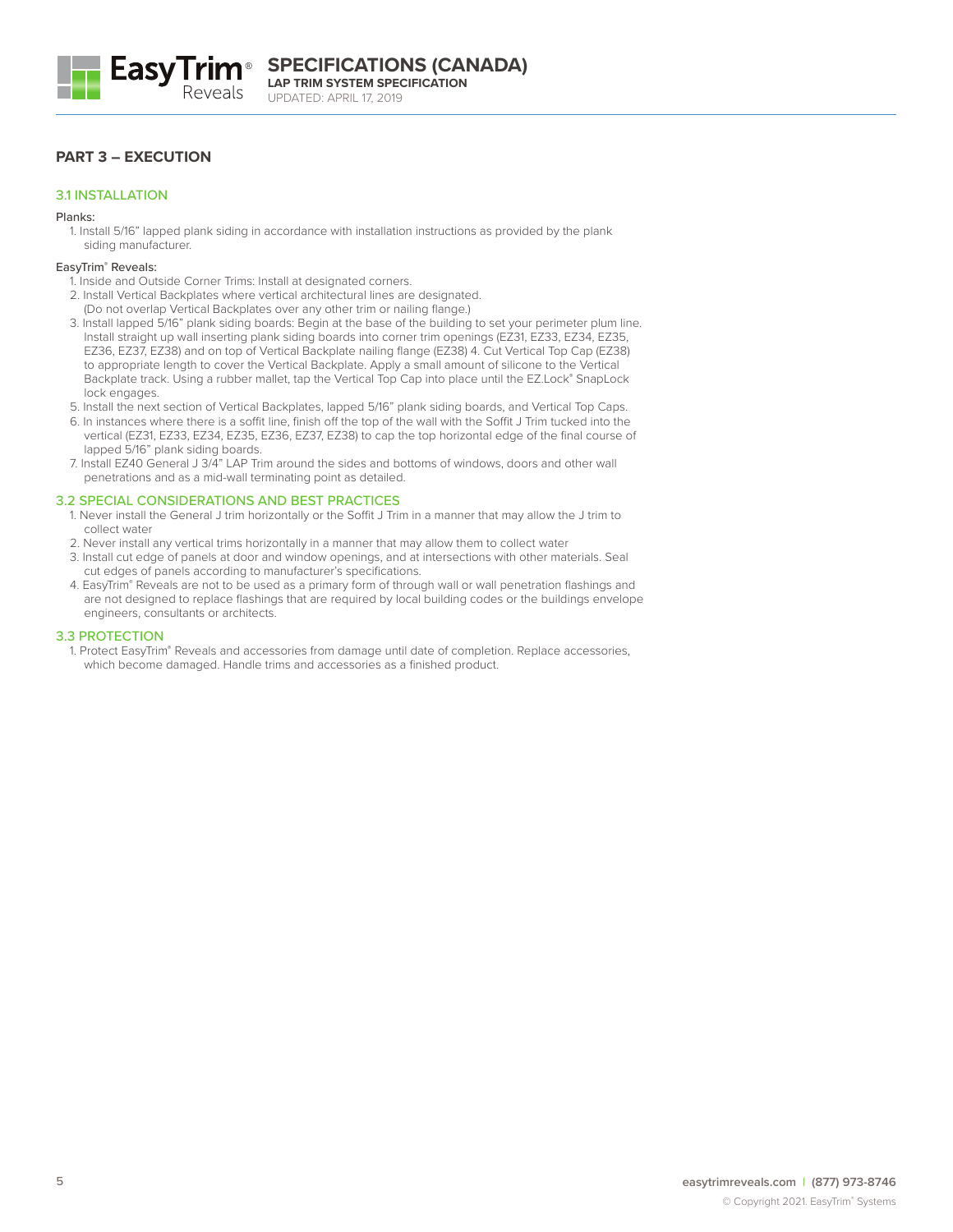## PART 3 – EXECUTION

### 3.1 INSTALLATION

Planks:

1. Install 5/16" lapped plank siding in accordance with installation instructions as provided by the plank siding manufacturer.

EasyTrim® Reveals:

1. Inside and Outside Corner Trims: Install at designated corners.
2. Install Vertical Backplates where vertical architectural lines are designated. (Do not overlap Vertical Backplates over any other trim or nailing flange.)
3. Install lapped 5/16" plank siding boards: Begin at the base of the building to set your perimeter plum line. Install straight up wall inserting plank siding boards into corner trim openings (EZ31, EZ33, EZ34, EZ35, EZ36, EZ37, EZ38) and on top of Vertical Backplate nailing flange (EZ38) 4. Cut Vertical Top Cap (EZ38) to appropriate length to cover the Vertical Backplate. Apply a small amount of silicone to the Vertical Backplate track. Using a rubber mallet, tap the Vertical Top Cap into place until the EZ.Lock® SnapLock lock engages.
5. Install the next section of Vertical Backplates, lapped 5/16" plank siding boards, and Vertical Top Caps.
6. In instances where there is a soffit line, finish off the top of the wall with the Soffit J Trim tucked into the vertical (EZ31, EZ33, EZ34, EZ35, EZ36, EZ37, EZ38) to cap the top horizontal edge of the final course of lapped 5/16" plank siding boards.
7. Install EZ40 General J 3/4" LAP Trim around the sides and bottoms of windows, doors and other wall penetrations and as a mid-wall terminating point as detailed.

### 3.2 SPECIAL CONSIDERATIONS AND BEST PRACTICES

1. Never install the General J trim horizontally or the Soffit J Trim in a manner that may allow the J trim to collect water
2. Never install any vertical trims horizontally in a manner that may allow them to collect water
3. Install cut edge of panels at door and window openings, and at intersections with other materials. Seal cut edges of panels according to manufacturer's specifications.
4. EasyTrim® Reveals are not to be used as a primary form of through wall or wall penetration flashings and are not designed to replace flashings that are required by local building codes or the buildings envelope engineers, consultants or architects.

### 3.3 PROTECTION

1. Protect EasyTrim® Reveals and accessories from damage until date of completion. Replace accessories, which become damaged. Handle trims and accessories as a finished product.